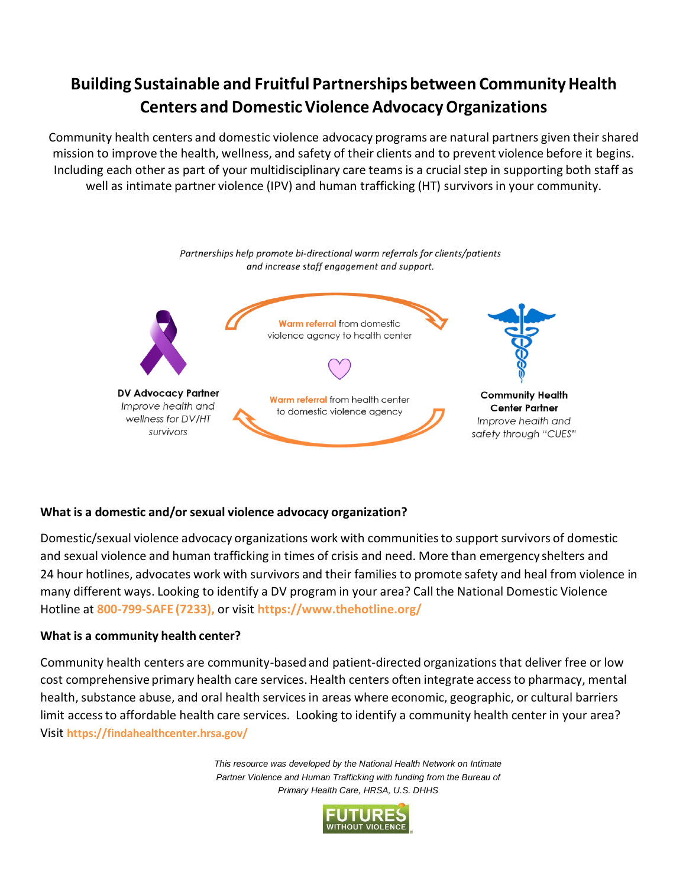# Building Sustainable and Fruitful Partnerships between Community Health Centers and Domestic Violence Advocacy Organizations

Community health centers and domestic violence advocacy programs are natural partners given their shared mission to improve the health, wellness, and safety of their clients and to prevent violence before it begins. Including each other as part of your multidisciplinary care teams is a crucial step in supporting both staff as well as intimate partner violence (IPV) and human trafficking (HT) survivors in your community.

*Partnerships help promote bi-directional warm referrals for clients/patients and increase staff engagement and support.*

**DV Advocacy Partner**
*Improve health and wellness for DV/HT survivors*

**Warm referral** from domestic violence agency to health center

**Warm referral** from health center to domestic violence agency

**Community Health Center Partner**
*Improve health and safety through "CUES"*

### What is a domestic and/or sexual violence advocacy organization?

Domestic/sexual violence advocacy organizations work with communities to support survivors of domestic and sexual violence and human trafficking in times of crisis and need. More than emergency shelters and 24 hour hotlines, advocates work with survivors and their families to promote safety and heal from violence in many different ways. Looking to identify a DV program in your area? Call the National Domestic Violence Hotline at **800-799-SAFE (7233),** or visit **https://www.thehotline.org/**

### What is a community health center?

Community health centers are community-based and patient-directed organizations that deliver free or low cost comprehensive primary health care services. Health centers often integrate access to pharmacy, mental health, substance abuse, and oral health services in areas where economic, geographic, or cultural barriers limit access to affordable health care services. Looking to identify a community health center in your area? Visit **https://findahealthcenter.hrsa.gov/**

*This resource was developed by the National Health Network on Intimate Partner Violence and Human Trafficking with funding from the Bureau of Primary Health Care, HRSA, U.S. DHHS*

FUTURES WITHOUT VIOLENCE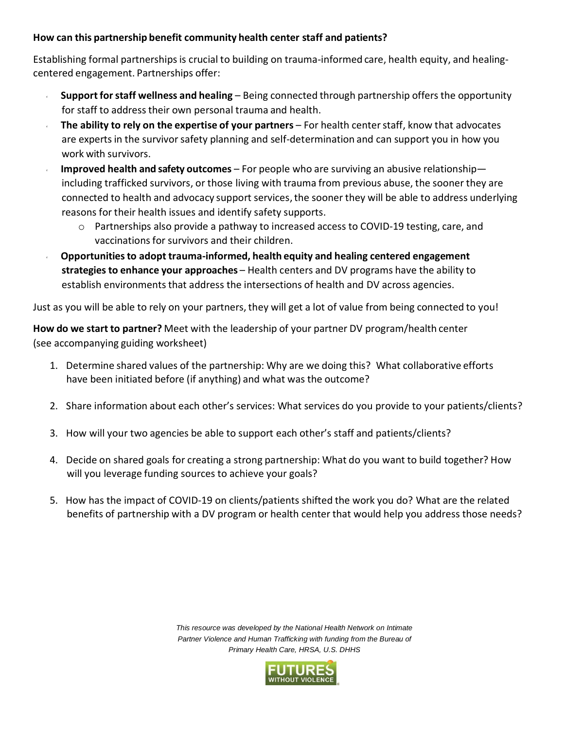**How can this partnership benefit community health center staff and patients?**

Establishing formal partnerships is crucial to building on trauma-informed care, health equity, and healing-centered engagement. Partnerships offer:

- **Support for staff wellness and healing** – Being connected through partnership offers the opportunity for staff to address their own personal trauma and health.
- **The ability to rely on the expertise of your partners** – For health center staff, know that advocates are experts in the survivor safety planning and self-determination and can support you in how you work with survivors.
- **Improved health and safety outcomes** – For people who are surviving an abusive relationship—including trafficked survivors, or those living with trauma from previous abuse, the sooner they are connected to health and advocacy support services, the sooner they will be able to address underlying reasons for their health issues and identify safety supports.
  - Partnerships also provide a pathway to increased access to COVID-19 testing, care, and vaccinations for survivors and their children.
- **Opportunities to adopt trauma-informed, health equity and healing centered engagement strategies to enhance your approaches** – Health centers and DV programs have the ability to establish environments that address the intersections of health and DV across agencies.

Just as you will be able to rely on your partners, they will get a lot of value from being connected to you!

**How do we start to partner?** Meet with the leadership of your partner DV program/health center (see accompanying guiding worksheet)

1. Determine shared values of the partnership: Why are we doing this? What collaborative efforts have been initiated before (if anything) and what was the outcome?

2. Share information about each other's services: What services do you provide to your patients/clients?

3. How will your two agencies be able to support each other's staff and patients/clients?

4. Decide on shared goals for creating a strong partnership: What do you want to build together? How will you leverage funding sources to achieve your goals?

5. How has the impact of COVID-19 on clients/patients shifted the work you do? What are the related benefits of partnership with a DV program or health center that would help you address those needs?

*This resource was developed by the National Health Network on Intimate Partner Violence and Human Trafficking with funding from the Bureau of Primary Health Care, HRSA, U.S. DHHS*

FUTURES WITHOUT VIOLENCE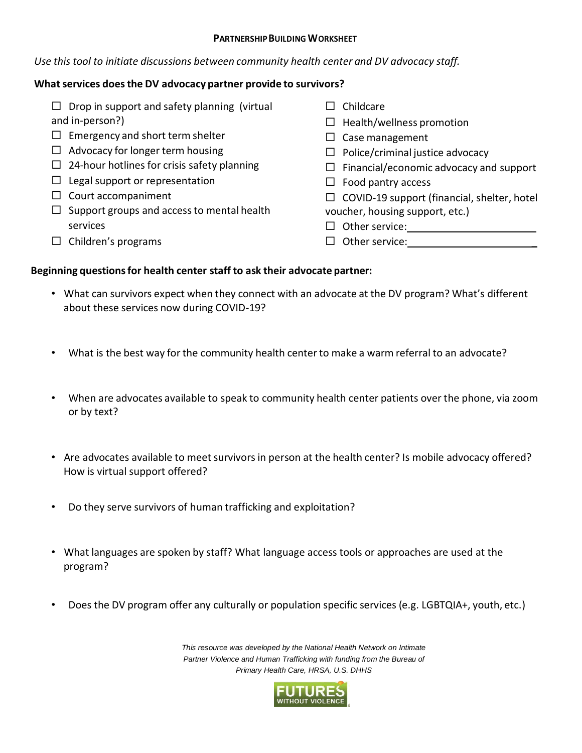## Partnership Building Worksheet

*Use this tool to initiate discussions between community health center and DV advocacy staff.*

**What services does the DV advocacy partner provide to survivors?**

- ☐ Drop in support and safety planning (virtual and in-person?)
- ☐ Emergency and short term shelter
- ☐ Advocacy for longer term housing
- ☐ 24-hour hotlines for crisis safety planning
- ☐ Legal support or representation
- ☐ Court accompaniment
- ☐ Support groups and access to mental health services
- ☐ Children's programs
- ☐ Childcare
- ☐ Health/wellness promotion
- ☐ Case management
- ☐ Police/criminal justice advocacy
- ☐ Financial/economic advocacy and support
- ☐ Food pantry access
- ☐ COVID-19 support (financial, shelter, hotel voucher, housing support, etc.)
- ☐ Other service: ______________________
- ☐ Other service: ______________________

**Beginning questions for health center staff to ask their advocate partner:**

- What can survivors expect when they connect with an advocate at the DV program? What's different about these services now during COVID-19?
- What is the best way for the community health center to make a warm referral to an advocate?
- When are advocates available to speak to community health center patients over the phone, via zoom or by text?
- Are advocates available to meet survivors in person at the health center? Is mobile advocacy offered? How is virtual support offered?
- Do they serve survivors of human trafficking and exploitation?
- What languages are spoken by staff? What language access tools or approaches are used at the program?
- Does the DV program offer any culturally or population specific services (e.g. LGBTQIA+, youth, etc.)

*This resource was developed by the National Health Network on Intimate Partner Violence and Human Trafficking with funding from the Bureau of Primary Health Care, HRSA, U.S. DHHS*

FUTURES WITHOUT VIOLENCE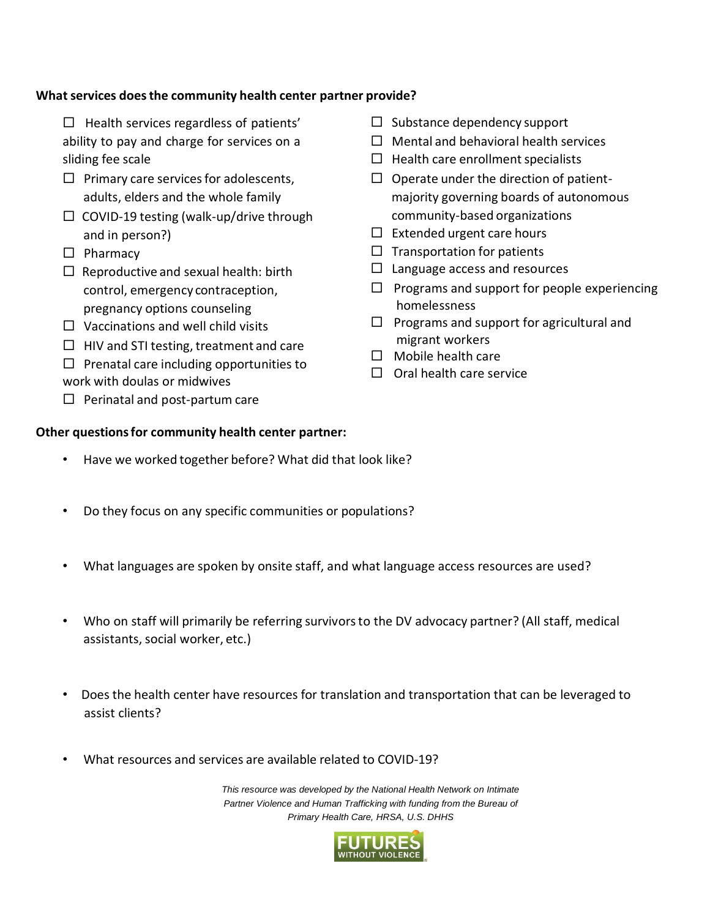**What services does the community health center partner provide?**

- ☐ Health services regardless of patients' ability to pay and charge for services on a sliding fee scale
- ☐ Primary care services for adolescents, adults, elders and the whole family
- ☐ COVID-19 testing (walk-up/drive through and in person?)
- ☐ Pharmacy
- ☐ Reproductive and sexual health: birth control, emergency contraception, pregnancy options counseling
- ☐ Vaccinations and well child visits
- ☐ HIV and STI testing, treatment and care
- ☐ Prenatal care including opportunities to work with doulas or midwives
- ☐ Perinatal and post-partum care
- ☐ Substance dependency support
- ☐ Mental and behavioral health services
- ☐ Health care enrollment specialists
- ☐ Operate under the direction of patient-majority governing boards of autonomous community-based organizations
- ☐ Extended urgent care hours
- ☐ Transportation for patients
- ☐ Language access and resources
- ☐ Programs and support for people experiencing homelessness
- ☐ Programs and support for agricultural and migrant workers
- ☐ Mobile health care
- ☐ Oral health care service

**Other questions for community health center partner:**

- Have we worked together before? What did that look like?
- Do they focus on any specific communities or populations?
- What languages are spoken by onsite staff, and what language access resources are used?
- Who on staff will primarily be referring survivors to the DV advocacy partner? (All staff, medical assistants, social worker, etc.)
- Does the health center have resources for translation and transportation that can be leveraged to assist clients?
- What resources and services are available related to COVID-19?

*This resource was developed by the National Health Network on Intimate Partner Violence and Human Trafficking with funding from the Bureau of Primary Health Care, HRSA, U.S. DHHS*

FUTURES WITHOUT VIOLENCE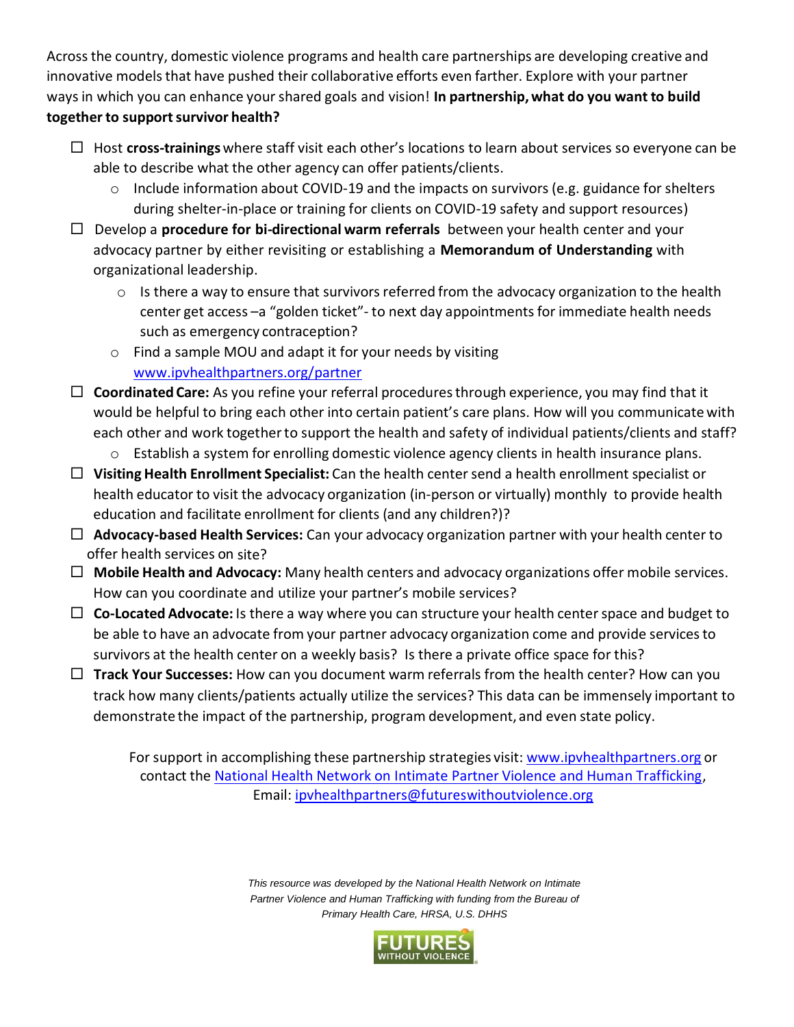Across the country, domestic violence programs and health care partnerships are developing creative and innovative models that have pushed their collaborative efforts even farther. Explore with your partner ways in which you can enhance your shared goals and vision! **In partnership, what do you want to build together to support survivor health?**

- ☐ Host **cross-trainings** where staff visit each other's locations to learn about services so everyone can be able to describe what the other agency can offer patients/clients.
  - Include information about COVID-19 and the impacts on survivors (e.g. guidance for shelters during shelter-in-place or training for clients on COVID-19 safety and support resources)
- ☐ Develop a **procedure for bi-directional warm referrals** between your health center and your advocacy partner by either revisiting or establishing a **Memorandum of Understanding** with organizational leadership.
  - Is there a way to ensure that survivors referred from the advocacy organization to the health center get access –a "golden ticket"- to next day appointments for immediate health needs such as emergency contraception?
  - Find a sample MOU and adapt it for your needs by visiting [www.ipvhealthpartners.org/partner](www.ipvhealthpartners.org/partner)
- ☐ **Coordinated Care:** As you refine your referral procedures through experience, you may find that it would be helpful to bring each other into certain patient's care plans. How will you communicate with each other and work together to support the health and safety of individual patients/clients and staff?
  - Establish a system for enrolling domestic violence agency clients in health insurance plans.
- ☐ **Visiting Health Enrollment Specialist:** Can the health center send a health enrollment specialist or health educator to visit the advocacy organization (in-person or virtually) monthly to provide health education and facilitate enrollment for clients (and any children?)?
- ☐ **Advocacy-based Health Services:** Can your advocacy organization partner with your health center to offer health services on site?
- ☐ **Mobile Health and Advocacy:** Many health centers and advocacy organizations offer mobile services. How can you coordinate and utilize your partner's mobile services?
- ☐ **Co-Located Advocate:** Is there a way where you can structure your health center space and budget to be able to have an advocate from your partner advocacy organization come and provide services to survivors at the health center on a weekly basis? Is there a private office space for this?
- ☐ **Track Your Successes:** How can you document warm referrals from the health center? How can you track how many clients/patients actually utilize the services? This data can be immensely important to demonstrate the impact of the partnership, program development, and even state policy.

For support in accomplishing these partnership strategies visit: [www.ipvhealthpartners.org](www.ipvhealthpartners.org) or contact the [National Health Network on Intimate Partner Violence and Human Trafficking](), Email: [ipvhealthpartners@futureswithoutviolence.org](mailto:ipvhealthpartners@futureswithoutviolence.org)

*This resource was developed by the National Health Network on Intimate Partner Violence and Human Trafficking with funding from the Bureau of Primary Health Care, HRSA, U.S. DHHS*

FUTURES WITHOUT VIOLENCE